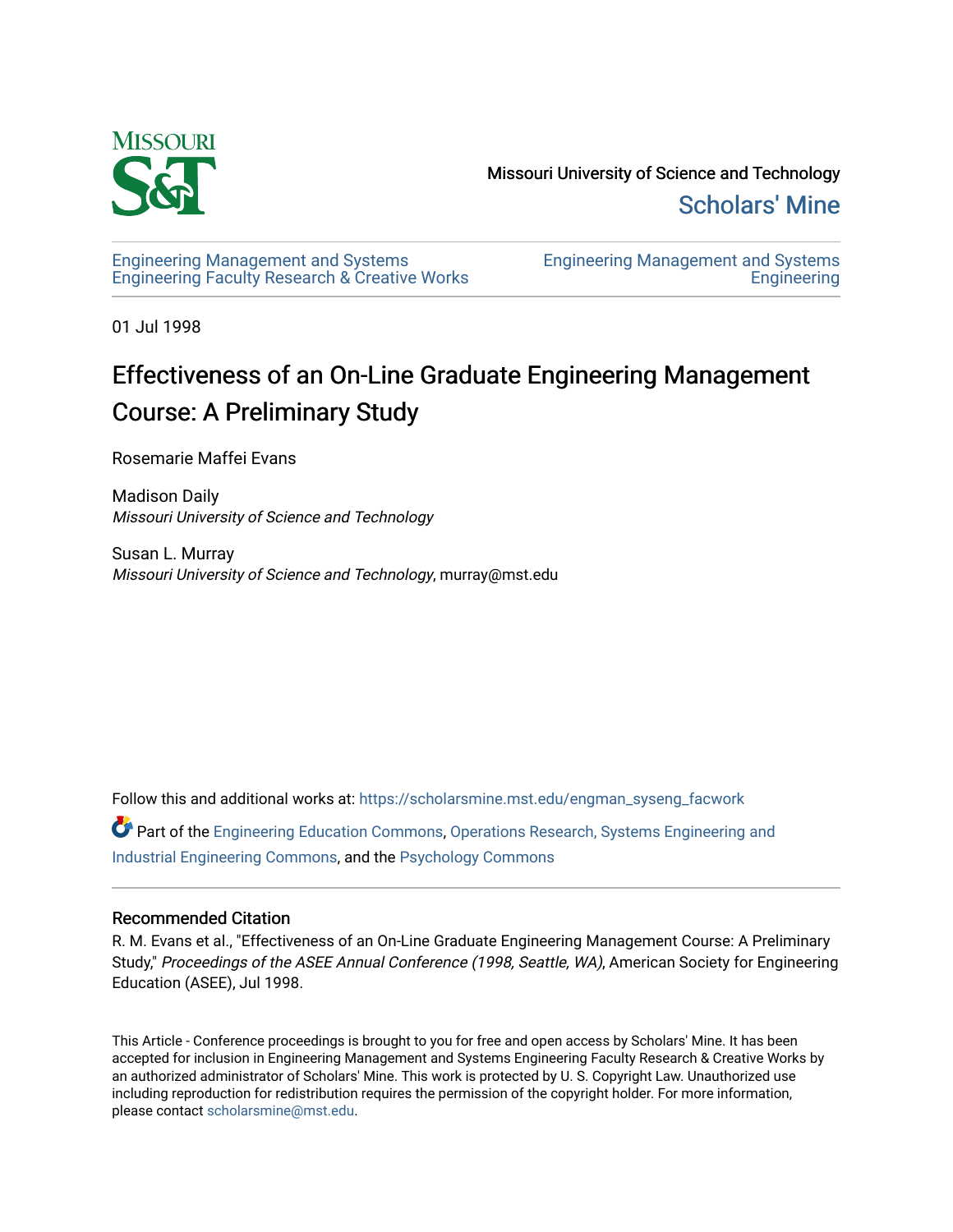Missouri University of Science and Technology

Scholars' Mine

Engineering Management and Systems Engineering Faculty Research & Creative Works

Engineering Management and Systems Engineering

01 Jul 1998

# Effectiveness of an On-Line Graduate Engineering Management Course: A Preliminary Study

Rosemarie Maffei Evans

Madison Daily
*Missouri University of Science and Technology*

Susan L. Murray
*Missouri University of Science and Technology*, murray@mst.edu

Follow this and additional works at: https://scholarsmine.mst.edu/engman_syseng_facwork

Part of the Engineering Education Commons, Operations Research, Systems Engineering and Industrial Engineering Commons, and the Psychology Commons

## Recommended Citation

R. M. Evans et al., "Effectiveness of an On-Line Graduate Engineering Management Course: A Preliminary Study," *Proceedings of the ASEE Annual Conference (1998, Seattle, WA)*, American Society for Engineering Education (ASEE), Jul 1998.

This Article - Conference proceedings is brought to you for free and open access by Scholars' Mine. It has been accepted for inclusion in Engineering Management and Systems Engineering Faculty Research & Creative Works by an authorized administrator of Scholars' Mine. This work is protected by U. S. Copyright Law. Unauthorized use including reproduction for redistribution requires the permission of the copyright holder. For more information, please contact scholarsmine@mst.edu.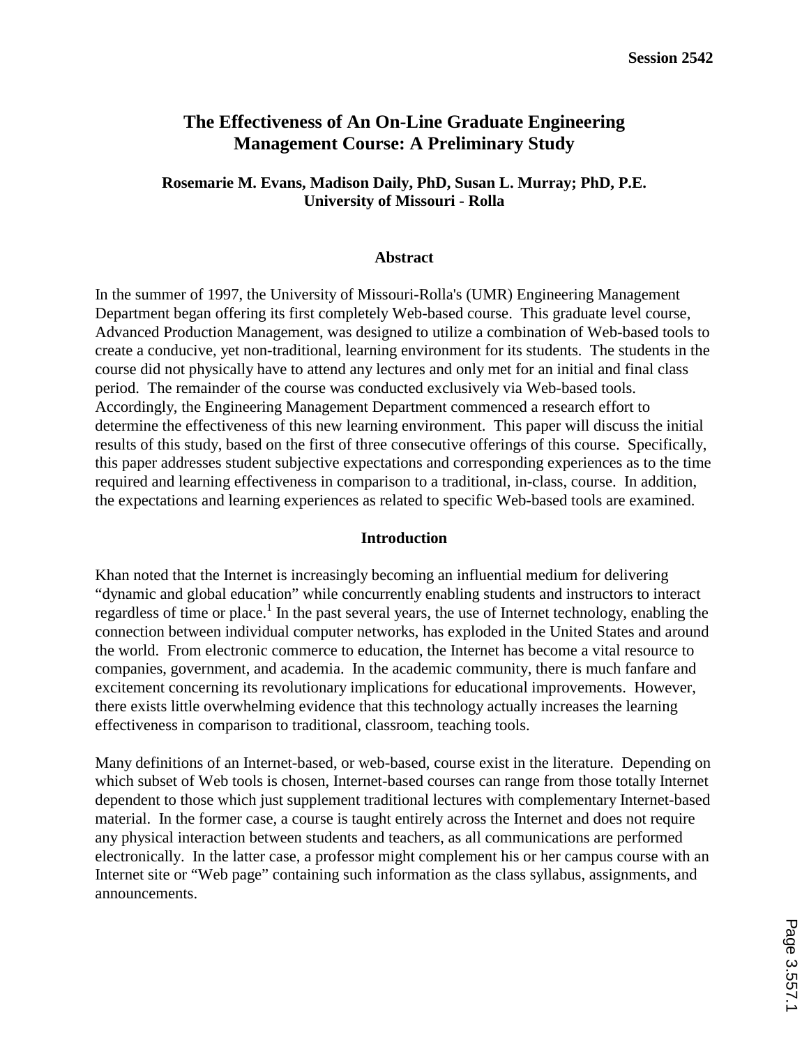# The Effectiveness of An On-Line Graduate Engineering Management Course: A Preliminary Study

**Rosemarie M. Evans, Madison Daily, PhD, Susan L. Murray; PhD, P.E.**
**University of Missouri - Rolla**

## Abstract

In the summer of 1997, the University of Missouri-Rolla's (UMR) Engineering Management Department began offering its first completely Web-based course. This graduate level course, Advanced Production Management, was designed to utilize a combination of Web-based tools to create a conducive, yet non-traditional, learning environment for its students. The students in the course did not physically have to attend any lectures and only met for an initial and final class period. The remainder of the course was conducted exclusively via Web-based tools. Accordingly, the Engineering Management Department commenced a research effort to determine the effectiveness of this new learning environment. This paper will discuss the initial results of this study, based on the first of three consecutive offerings of this course. Specifically, this paper addresses student subjective expectations and corresponding experiences as to the time required and learning effectiveness in comparison to a traditional, in-class, course. In addition, the expectations and learning experiences as related to specific Web-based tools are examined.

## Introduction

Khan noted that the Internet is increasingly becoming an influential medium for delivering "dynamic and global education" while concurrently enabling students and instructors to interact regardless of time or place.[1] In the past several years, the use of Internet technology, enabling the connection between individual computer networks, has exploded in the United States and around the world. From electronic commerce to education, the Internet has become a vital resource to companies, government, and academia. In the academic community, there is much fanfare and excitement concerning its revolutionary implications for educational improvements. However, there exists little overwhelming evidence that this technology actually increases the learning effectiveness in comparison to traditional, classroom, teaching tools.

Many definitions of an Internet-based, or web-based, course exist in the literature. Depending on which subset of Web tools is chosen, Internet-based courses can range from those totally Internet dependent to those which just supplement traditional lectures with complementary Internet-based material. In the former case, a course is taught entirely across the Internet and does not require any physical interaction between students and teachers, as all communications are performed electronically. In the latter case, a professor might complement his or her campus course with an Internet site or "Web page" containing such information as the class syllabus, assignments, and announcements.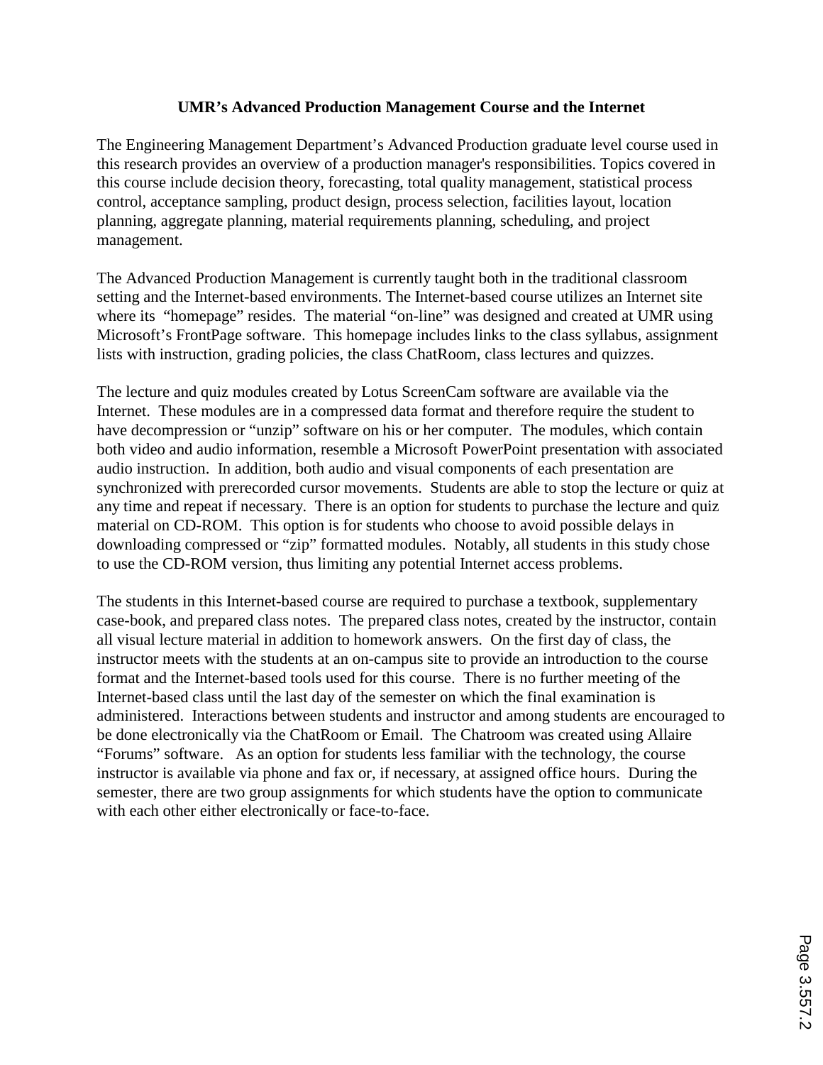**UMR's Advanced Production Management Course and the Internet**

The Engineering Management Department's Advanced Production graduate level course used in this research provides an overview of a production manager's responsibilities. Topics covered in this course include decision theory, forecasting, total quality management, statistical process control, acceptance sampling, product design, process selection, facilities layout, location planning, aggregate planning, material requirements planning, scheduling, and project management.

The Advanced Production Management is currently taught both in the traditional classroom setting and the Internet-based environments. The Internet-based course utilizes an Internet site where its "homepage" resides. The material "on-line" was designed and created at UMR using Microsoft's FrontPage software. This homepage includes links to the class syllabus, assignment lists with instruction, grading policies, the class ChatRoom, class lectures and quizzes.

The lecture and quiz modules created by Lotus ScreenCam software are available via the Internet. These modules are in a compressed data format and therefore require the student to have decompression or "unzip" software on his or her computer. The modules, which contain both video and audio information, resemble a Microsoft PowerPoint presentation with associated audio instruction. In addition, both audio and visual components of each presentation are synchronized with prerecorded cursor movements. Students are able to stop the lecture or quiz at any time and repeat if necessary. There is an option for students to purchase the lecture and quiz material on CD-ROM. This option is for students who choose to avoid possible delays in downloading compressed or "zip" formatted modules. Notably, all students in this study chose to use the CD-ROM version, thus limiting any potential Internet access problems.

The students in this Internet-based course are required to purchase a textbook, supplementary case-book, and prepared class notes. The prepared class notes, created by the instructor, contain all visual lecture material in addition to homework answers. On the first day of class, the instructor meets with the students at an on-campus site to provide an introduction to the course format and the Internet-based tools used for this course. There is no further meeting of the Internet-based class until the last day of the semester on which the final examination is administered. Interactions between students and instructor and among students are encouraged to be done electronically via the ChatRoom or Email. The Chatroom was created using Allaire "Forums" software. As an option for students less familiar with the technology, the course instructor is available via phone and fax or, if necessary, at assigned office hours. During the semester, there are two group assignments for which students have the option to communicate with each other either electronically or face-to-face.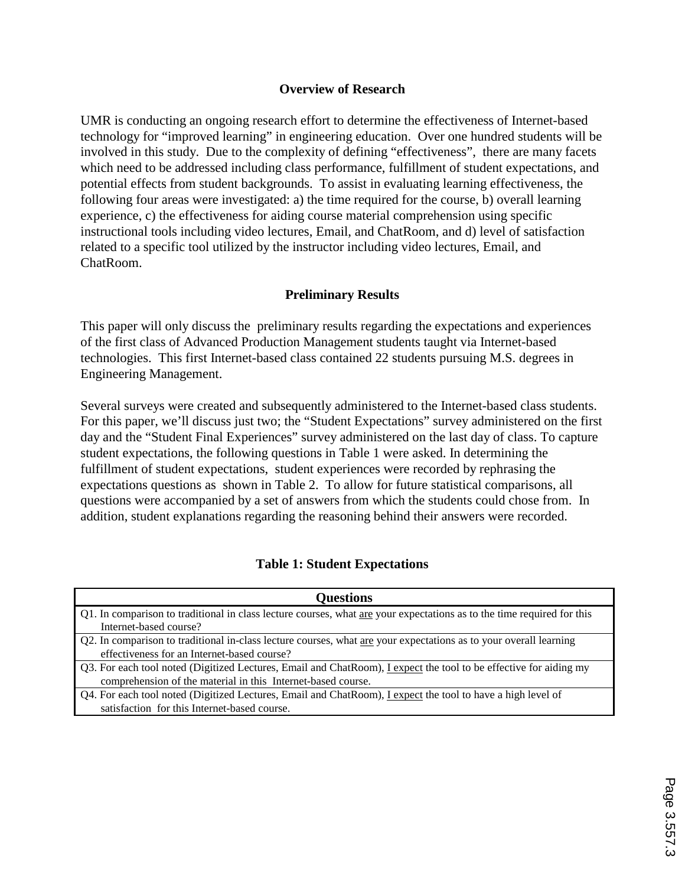## Overview of Research

UMR is conducting an ongoing research effort to determine the effectiveness of Internet-based technology for "improved learning" in engineering education. Over one hundred students will be involved in this study. Due to the complexity of defining "effectiveness", there are many facets which need to be addressed including class performance, fulfillment of student expectations, and potential effects from student backgrounds. To assist in evaluating learning effectiveness, the following four areas were investigated: a) the time required for the course, b) overall learning experience, c) the effectiveness for aiding course material comprehension using specific instructional tools including video lectures, Email, and ChatRoom, and d) level of satisfaction related to a specific tool utilized by the instructor including video lectures, Email, and ChatRoom.

## Preliminary Results

This paper will only discuss the preliminary results regarding the expectations and experiences of the first class of Advanced Production Management students taught via Internet-based technologies. This first Internet-based class contained 22 students pursuing M.S. degrees in Engineering Management.

Several surveys were created and subsequently administered to the Internet-based class students. For this paper, we'll discuss just two; the "Student Expectations" survey administered on the first day and the "Student Final Experiences" survey administered on the last day of class. To capture student expectations, the following questions in Table 1 were asked. In determining the fulfillment of student expectations, student experiences were recorded by rephrasing the expectations questions as shown in Table 2. To allow for future statistical comparisons, all questions were accompanied by a set of answers from which the students could chose from. In addition, student explanations regarding the reasoning behind their answers were recorded.

**Table 1: Student Expectations**

| Questions |
|---|
| Q1. In comparison to traditional in class lecture courses, what <u>are</u> your expectations as to the time required for this Internet-based course? |
| Q2. In comparison to traditional in-class lecture courses, what <u>are</u> your expectations as to your overall learning effectiveness for an Internet-based course? |
| Q3. For each tool noted (Digitized Lectures, Email and ChatRoom), <u>I expect</u> the tool to be effective for aiding my comprehension of the material in this Internet-based course. |
| Q4. For each tool noted (Digitized Lectures, Email and ChatRoom), <u>I expect</u> the tool to have a high level of satisfaction for this Internet-based course. |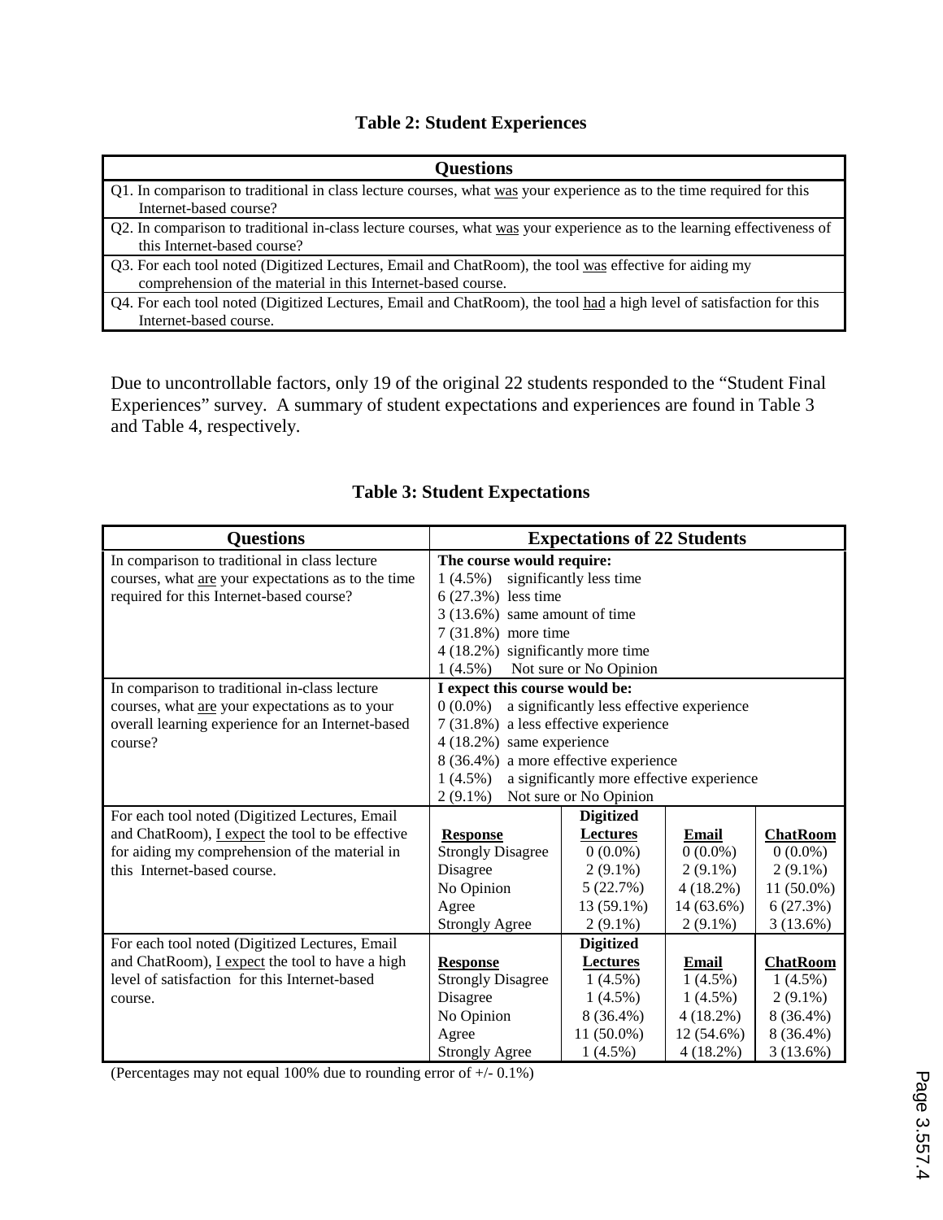**Table 2: Student Experiences**

| Questions |
|---|
| Q1. In comparison to traditional in class lecture courses, what was your experience as to the time required for this Internet-based course? |
| Q2. In comparison to traditional in-class lecture courses, what was your experience as to the learning effectiveness of this Internet-based course? |
| Q3. For each tool noted (Digitized Lectures, Email and ChatRoom), the tool was effective for aiding my comprehension of the material in this Internet-based course. |
| Q4. For each tool noted (Digitized Lectures, Email and ChatRoom), the tool had a high level of satisfaction for this Internet-based course. |

Due to uncontrollable factors, only 19 of the original 22 students responded to the "Student Final Experiences" survey. A summary of student expectations and experiences are found in Table 3 and Table 4, respectively.

**Table 3: Student Expectations**

| Questions | Expectations of 22 Students | | | |
|---|---|---|---|---|
| In comparison to traditional in class lecture courses, what are your expectations as to the time required for this Internet-based course? | **The course would require:**<br>1 (4.5%) significantly less time<br>6 (27.3%) less time<br>3 (13.6%) same amount of time<br>7 (31.8%) more time<br>4 (18.2%) significantly more time<br>1 (4.5%) Not sure or No Opinion | | | |
| In comparison to traditional in-class lecture courses, what are your expectations as to your overall learning experience for an Internet-based course? | **I expect this course would be:**<br>0 (0.0%) a significantly less effective experience<br>7 (31.8%) a less effective experience<br>4 (18.2%) same experience<br>8 (36.4%) a more effective experience<br>1 (4.5%) a significantly more effective experience<br>2 (9.1%) Not sure or No Opinion | | | |
| For each tool noted (Digitized Lectures, Email and ChatRoom), I expect the tool to be effective for aiding my comprehension of the material in this Internet-based course. | **Response** | **Digitized Lectures** | **Email** | **ChatRoom** |
| | Strongly Disagree | 0 (0.0%) | 0 (0.0%) | 0 (0.0%) |
| | Disagree | 2 (9.1%) | 2 (9.1%) | 2 (9.1%) |
| | No Opinion | 5 (22.7%) | 4 (18.2%) | 11 (50.0%) |
| | Agree | 13 (59.1%) | 14 (63.6%) | 6 (27.3%) |
| | Strongly Agree | 2 (9.1%) | 2 (9.1%) | 3 (13.6%) |
| For each tool noted (Digitized Lectures, Email and ChatRoom), I expect the tool to have a high level of satisfaction for this Internet-based course. | **Response** | **Digitized Lectures** | **Email** | **ChatRoom** |
| | Strongly Disagree | 1 (4.5%) | 1 (4.5%) | 1 (4.5%) |
| | Disagree | 1 (4.5%) | 1 (4.5%) | 2 (9.1%) |
| | No Opinion | 8 (36.4%) | 4 (18.2%) | 8 (36.4%) |
| | Agree | 11 (50.0%) | 12 (54.6%) | 8 (36.4%) |
| | Strongly Agree | 1 (4.5%) | 4 (18.2%) | 3 (13.6%) |

(Percentages may not equal 100% due to rounding error of +/- 0.1%)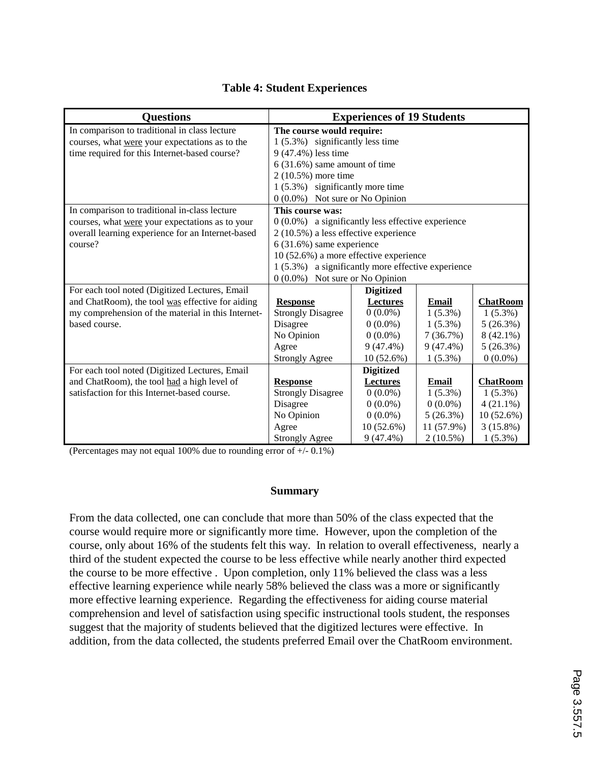**Table 4: Student Experiences**

| Questions | Experiences of 19 Students | | | |
|---|---|---|---|---|
| In comparison to traditional in class lecture courses, what <u>were</u> your expectations as to the time required for this Internet-based course? | **The course would require:**<br>1 (5.3%) significantly less time<br>9 (47.4%) less time<br>6 (31.6%) same amount of time<br>2 (10.5%) more time<br>1 (5.3%) significantly more time<br>0 (0.0%) Not sure or No Opinion | | | |
| In comparison to traditional in-class lecture courses, what <u>were</u> your expectations as to your overall learning experience for an Internet-based course? | **This course was:**<br>0 (0.0%) a significantly less effective experience<br>2 (10.5%) a less effective experience<br>6 (31.6%) same experience<br>10 (52.6%) a more effective experience<br>1 (5.3%) a significantly more effective experience<br>0 (0.0%) Not sure or No Opinion | | | |
| For each tool noted (Digitized Lectures, Email and ChatRoom), the tool <u>was</u> effective for aiding my comprehension of the material in this Internet-based course. | **<u>Response</u>** | **Digitized <u>Lectures</u>** | **<u>Email</u>** | **<u>ChatRoom</u>** |
| | Strongly Disagree | 0 (0.0%) | 1 (5.3%) | 1 (5.3%) |
| | Disagree | 0 (0.0%) | 1 (5.3%) | 5 (26.3%) |
| | No Opinion | 0 (0.0%) | 7 (36.7%) | 8 (42.1%) |
| | Agree | 9 (47.4%) | 9 (47.4%) | 5 (26.3%) |
| | Strongly Agree | 10 (52.6%) | 1 (5.3%) | 0 (0.0%) |
| For each tool noted (Digitized Lectures, Email and ChatRoom), the tool <u>had</u> a high level of satisfaction for this Internet-based course. | **<u>Response</u>** | **Digitized <u>Lectures</u>** | **<u>Email</u>** | **<u>ChatRoom</u>** |
| | Strongly Disagree | 0 (0.0%) | 1 (5.3%) | 1 (5.3%) |
| | Disagree | 0 (0.0%) | 0 (0.0%) | 4 (21.1%) |
| | No Opinion | 0 (0.0%) | 5 (26.3%) | 10 (52.6%) |
| | Agree | 10 (52.6%) | 11 (57.9%) | 3 (15.8%) |
| | Strongly Agree | 9 (47.4%) | 2 (10.5%) | 1 (5.3%) |

(Percentages may not equal 100% due to rounding error of +/- 0.1%)

## Summary

From the data collected, one can conclude that more than 50% of the class expected that the course would require more or significantly more time. However, upon the completion of the course, only about 16% of the students felt this way. In relation to overall effectiveness, nearly a third of the student expected the course to be less effective while nearly another third expected the course to be more effective . Upon completion, only 11% believed the class was a less effective learning experience while nearly 58% believed the class was a more or significantly more effective learning experience. Regarding the effectiveness for aiding course material comprehension and level of satisfaction using specific instructional tools student, the responses suggest that the majority of students believed that the digitized lectures were effective. In addition, from the data collected, the students preferred Email over the ChatRoom environment.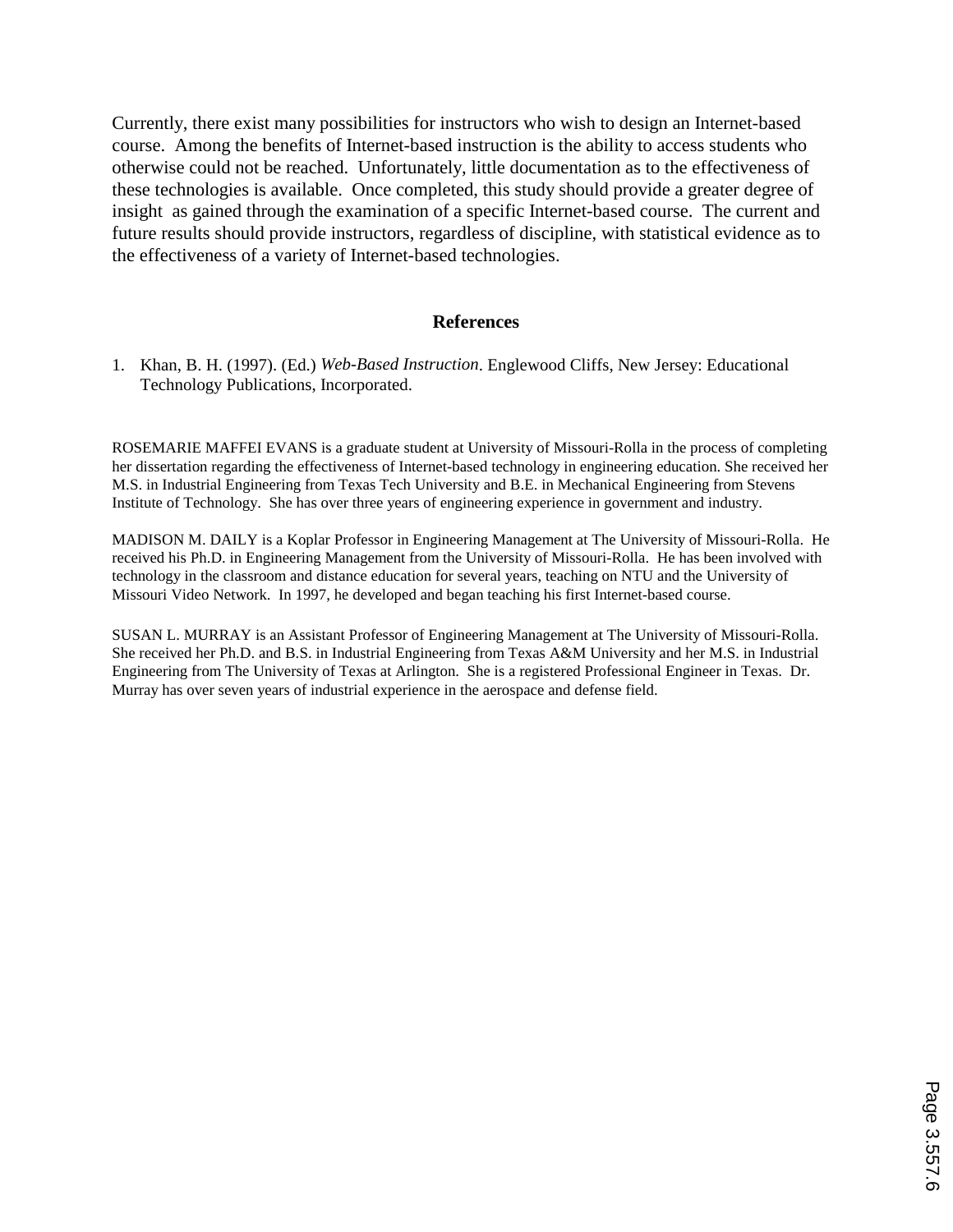Currently, there exist many possibilities for instructors who wish to design an Internet-based course. Among the benefits of Internet-based instruction is the ability to access students who otherwise could not be reached. Unfortunately, little documentation as to the effectiveness of these technologies is available. Once completed, this study should provide a greater degree of insight as gained through the examination of a specific Internet-based course. The current and future results should provide instructors, regardless of discipline, with statistical evidence as to the effectiveness of a variety of Internet-based technologies.

## References

1. Khan, B. H. (1997). (Ed.) *Web-Based Instruction*. Englewood Cliffs, New Jersey: Educational Technology Publications, Incorporated.

ROSEMARIE MAFFEI EVANS is a graduate student at University of Missouri-Rolla in the process of completing her dissertation regarding the effectiveness of Internet-based technology in engineering education. She received her M.S. in Industrial Engineering from Texas Tech University and B.E. in Mechanical Engineering from Stevens Institute of Technology. She has over three years of engineering experience in government and industry.

MADISON M. DAILY is a Koplar Professor in Engineering Management at The University of Missouri-Rolla. He received his Ph.D. in Engineering Management from the University of Missouri-Rolla. He has been involved with technology in the classroom and distance education for several years, teaching on NTU and the University of Missouri Video Network. In 1997, he developed and began teaching his first Internet-based course.

SUSAN L. MURRAY is an Assistant Professor of Engineering Management at The University of Missouri-Rolla. She received her Ph.D. and B.S. in Industrial Engineering from Texas A&M University and her M.S. in Industrial Engineering from The University of Texas at Arlington. She is a registered Professional Engineer in Texas. Dr. Murray has over seven years of industrial experience in the aerospace and defense field.